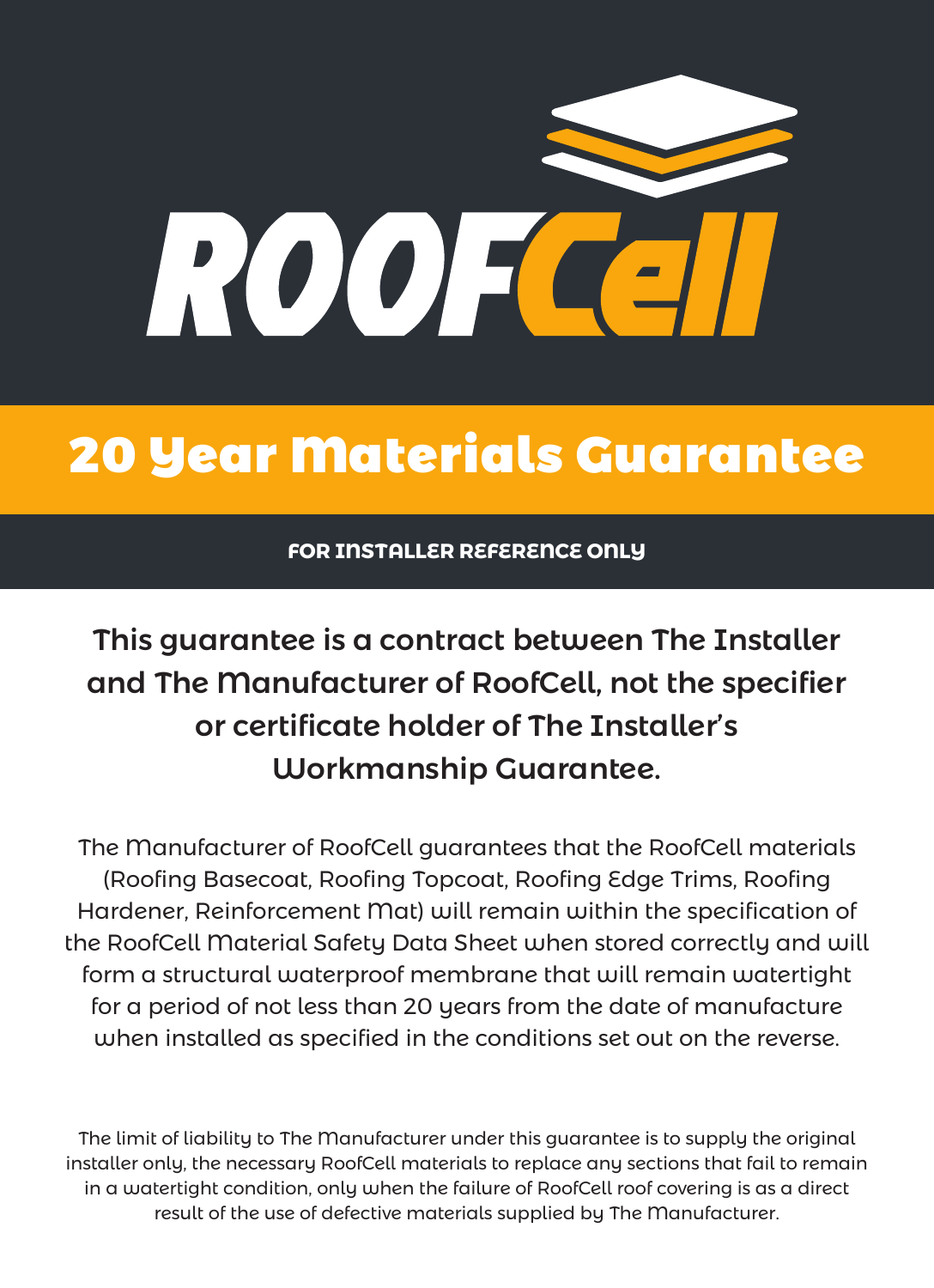# ROOFCell

## 20 Year Materials Guarantee

**FOR INSTALLER REFERENCE ONLY**

**This guarantee is a contract between The Installer and The Manufacturer of RoofCell, not the specifier or certificate holder of The Installer's Workmanship Guarantee.**

The Manufacturer of RoofCell guarantees that the RoofCell materials (Roofing Basecoat, Roofing Topcoat, Roofing Edge Trims, Roofing Hardener, Reinforcement Mat) will remain within the specification of the RoofCell Material Safety Data Sheet when stored correctly and will form a structural waterproof membrane that will remain watertight for a period of not less than 20 years from the date of manufacture when installed as specified in the conditions set out on the reverse.

The limit of liability to The Manufacturer under this guarantee is to supply the original installer only, the necessary RoofCell materials to replace any sections that fail to remain in a watertight condition, only when the failure of RoofCell roof covering is as a direct result of the use of defective materials supplied by The Manufacturer.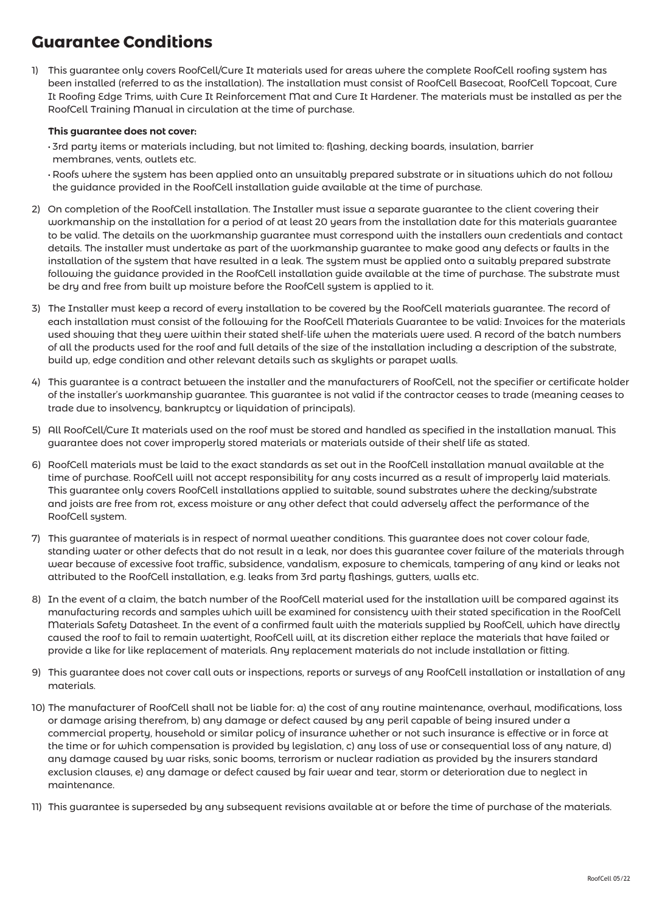# Guarantee Conditions

1) This guarantee only covers RoofCell/Cure It materials used for areas where the complete RoofCell roofing system has been installed (referred to as the installation). The installation must consist of RoofCell Basecoat, RoofCell Topcoat, Cure It Roofing Edge Trims, with Cure It Reinforcement Mat and Cure It Hardener. The materials must be installed as per the RoofCell Training Manual in circulation at the time of purchase.

   **This guarantee does not cover:**

   - 3rd party items or materials including, but not limited to: flashing, decking boards, insulation, barrier membranes, vents, outlets etc.
   - Roofs where the system has been applied onto an unsuitably prepared substrate or in situations which do not follow the guidance provided in the RoofCell installation guide available at the time of purchase.

2) On completion of the RoofCell installation. The Installer must issue a separate guarantee to the client covering their workmanship on the installation for a period of at least 20 years from the installation date for this materials guarantee to be valid. The details on the workmanship guarantee must correspond with the installers own credentials and contact details. The installer must undertake as part of the workmanship guarantee to make good any defects or faults in the installation of the system that have resulted in a leak. The system must be applied onto a suitably prepared substrate following the guidance provided in the RoofCell installation guide available at the time of purchase. The substrate must be dry and free from built up moisture before the RoofCell system is applied to it.

3) The Installer must keep a record of every installation to be covered by the RoofCell materials guarantee. The record of each installation must consist of the following for the RoofCell Materials Guarantee to be valid: Invoices for the materials used showing that they were within their stated shelf-life when the materials were used. A record of the batch numbers of all the products used for the roof and full details of the size of the installation including a description of the substrate, build up, edge condition and other relevant details such as skylights or parapet walls.

4) This guarantee is a contract between the installer and the manufacturers of RoofCell, not the specifier or certificate holder of the installer's workmanship guarantee. This guarantee is not valid if the contractor ceases to trade (meaning ceases to trade due to insolvency, bankruptcy or liquidation of principals).

5) All RoofCell/Cure It materials used on the roof must be stored and handled as specified in the installation manual. This guarantee does not cover improperly stored materials or materials outside of their shelf life as stated.

6) RoofCell materials must be laid to the exact standards as set out in the RoofCell installation manual available at the time of purchase. RoofCell will not accept responsibility for any costs incurred as a result of improperly laid materials. This guarantee only covers RoofCell installations applied to suitable, sound substrates where the decking/substrate and joists are free from rot, excess moisture or any other defect that could adversely affect the performance of the RoofCell system.

7) This guarantee of materials is in respect of normal weather conditions. This guarantee does not cover colour fade, standing water or other defects that do not result in a leak, nor does this guarantee cover failure of the materials through wear because of excessive foot traffic, subsidence, vandalism, exposure to chemicals, tampering of any kind or leaks not attributed to the RoofCell installation, e.g. leaks from 3rd party flashings, gutters, walls etc.

8) In the event of a claim, the batch number of the RoofCell material used for the installation will be compared against its manufacturing records and samples which will be examined for consistency with their stated specification in the RoofCell Materials Safety Datasheet. In the event of a confirmed fault with the materials supplied by RoofCell, which have directly caused the roof to fail to remain watertight, RoofCell will, at its discretion either replace the materials that have failed or provide a like for like replacement of materials. Any replacement materials do not include installation or fitting.

9) This guarantee does not cover call outs or inspections, reports or surveys of any RoofCell installation or installation of any materials.

10) The manufacturer of RoofCell shall not be liable for: a) the cost of any routine maintenance, overhaul, modifications, loss or damage arising therefrom, b) any damage or defect caused by any peril capable of being insured under a commercial property, household or similar policy of insurance whether or not such insurance is effective or in force at the time or for which compensation is provided by legislation, c) any loss of use or consequential loss of any nature, d) any damage caused by war risks, sonic booms, terrorism or nuclear radiation as provided by the insurers standard exclusion clauses, e) any damage or defect caused by fair wear and tear, storm or deterioration due to neglect in maintenance.

11) This guarantee is superseded by any subsequent revisions available at or before the time of purchase of the materials.

RoofCell 05/22